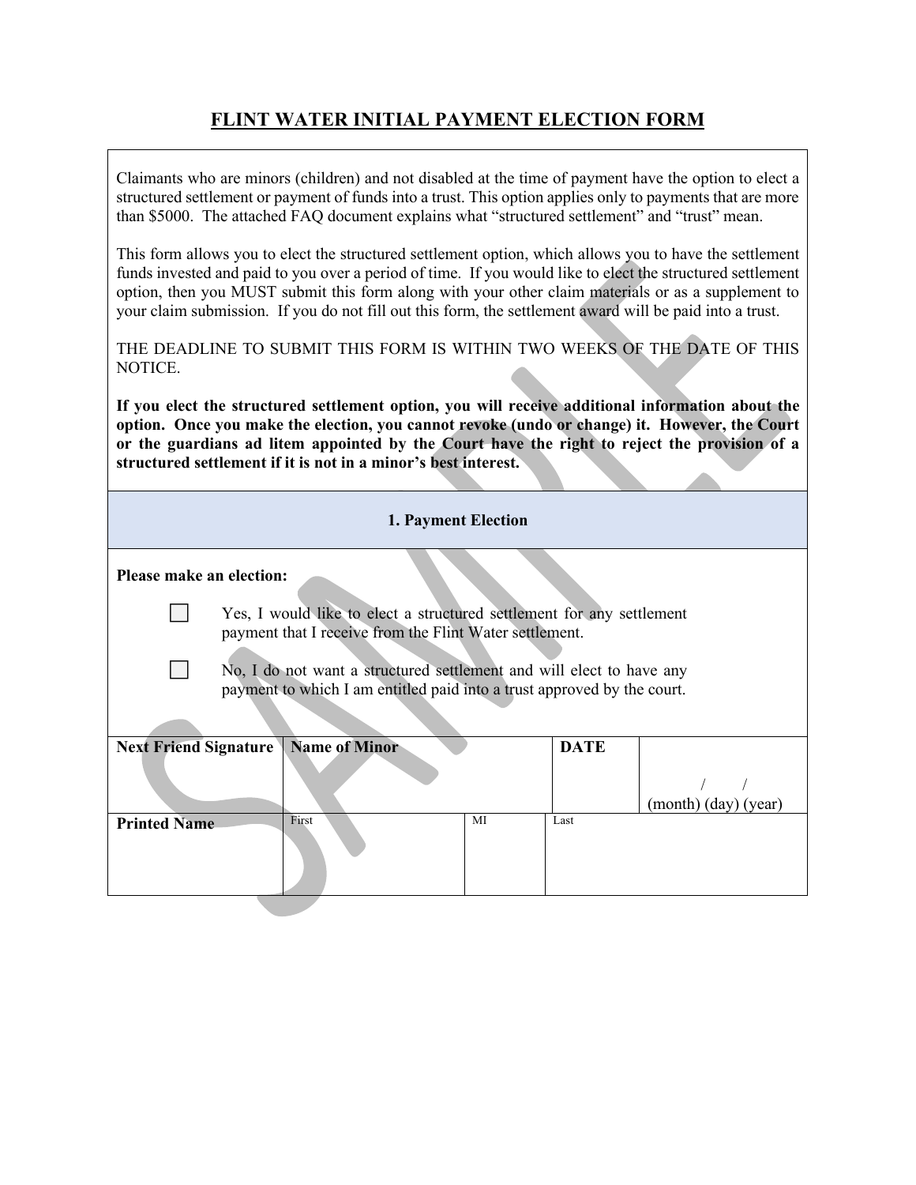# FLINT WATER INITIAL PAYMENT ELECTION FORM

Claimants who are minors (children) and not disabled at the time of payment have the option to elect a structured settlement or payment of funds into a trust. This option applies only to payments that are more than $5000. The attached FAQ document explains what "structured settlement" and "trust" mean.

This form allows you to elect the structured settlement option, which allows you to have the settlement funds invested and paid to you over a period of time. If you would like to elect the structured settlement option, then you MUST submit this form along with your other claim materials or as a supplement to your claim submission. If you do not fill out this form, the settlement award will be paid into a trust.

THE DEADLINE TO SUBMIT THIS FORM IS WITHIN TWO WEEKS OF THE DATE OF THIS NOTICE.

**If you elect the structured settlement option, you will receive additional information about the option. Once you make the election, you cannot revoke (undo or change) it. However, the Court or the guardians ad litem appointed by the Court have the right to reject the provision of a structured settlement if it is not in a minor's best interest.**

## 1. Payment Election

**Please make an election:**

☐ Yes, I would like to elect a structured settlement for any settlement payment that I receive from the Flint Water settlement.

☐ No, I do not want a structured settlement and will elect to have any payment to which I am entitled paid into a trust approved by the court.

| **Next Friend Signature** | **Name of Minor** | | **DATE** | / / (month) (day) (year) |
|---|---|---|---|---|
| **Printed Name** | First | MI | Last | |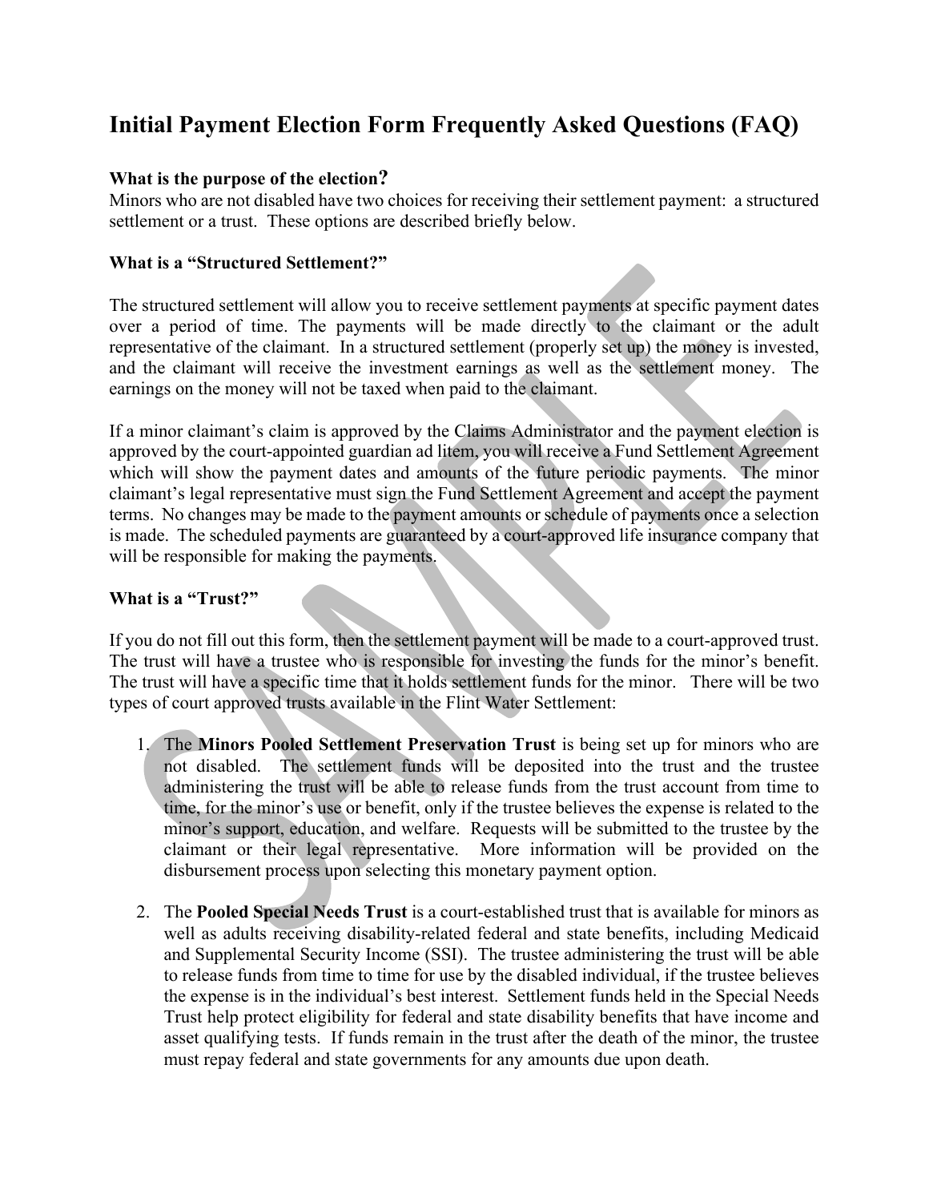# Initial Payment Election Form Frequently Asked Questions (FAQ)

**What is the purpose of the election?**

Minors who are not disabled have two choices for receiving their settlement payment: a structured settlement or a trust. These options are described briefly below.

**What is a "Structured Settlement?"**

The structured settlement will allow you to receive settlement payments at specific payment dates over a period of time. The payments will be made directly to the claimant or the adult representative of the claimant. In a structured settlement (properly set up) the money is invested, and the claimant will receive the investment earnings as well as the settlement money. The earnings on the money will not be taxed when paid to the claimant.

If a minor claimant's claim is approved by the Claims Administrator and the payment election is approved by the court-appointed guardian ad litem, you will receive a Fund Settlement Agreement which will show the payment dates and amounts of the future periodic payments. The minor claimant's legal representative must sign the Fund Settlement Agreement and accept the payment terms. No changes may be made to the payment amounts or schedule of payments once a selection is made. The scheduled payments are guaranteed by a court-approved life insurance company that will be responsible for making the payments.

**What is a "Trust?"**

If you do not fill out this form, then the settlement payment will be made to a court-approved trust. The trust will have a trustee who is responsible for investing the funds for the minor's benefit. The trust will have a specific time that it holds settlement funds for the minor. There will be two types of court approved trusts available in the Flint Water Settlement:

1. The **Minors Pooled Settlement Preservation Trust** is being set up for minors who are not disabled. The settlement funds will be deposited into the trust and the trustee administering the trust will be able to release funds from the trust account from time to time, for the minor's use or benefit, only if the trustee believes the expense is related to the minor's support, education, and welfare. Requests will be submitted to the trustee by the claimant or their legal representative. More information will be provided on the disbursement process upon selecting this monetary payment option.

2. The **Pooled Special Needs Trust** is a court-established trust that is available for minors as well as adults receiving disability-related federal and state benefits, including Medicaid and Supplemental Security Income (SSI). The trustee administering the trust will be able to release funds from time to time for use by the disabled individual, if the trustee believes the expense is in the individual's best interest. Settlement funds held in the Special Needs Trust help protect eligibility for federal and state disability benefits that have income and asset qualifying tests. If funds remain in the trust after the death of the minor, the trustee must repay federal and state governments for any amounts due upon death.